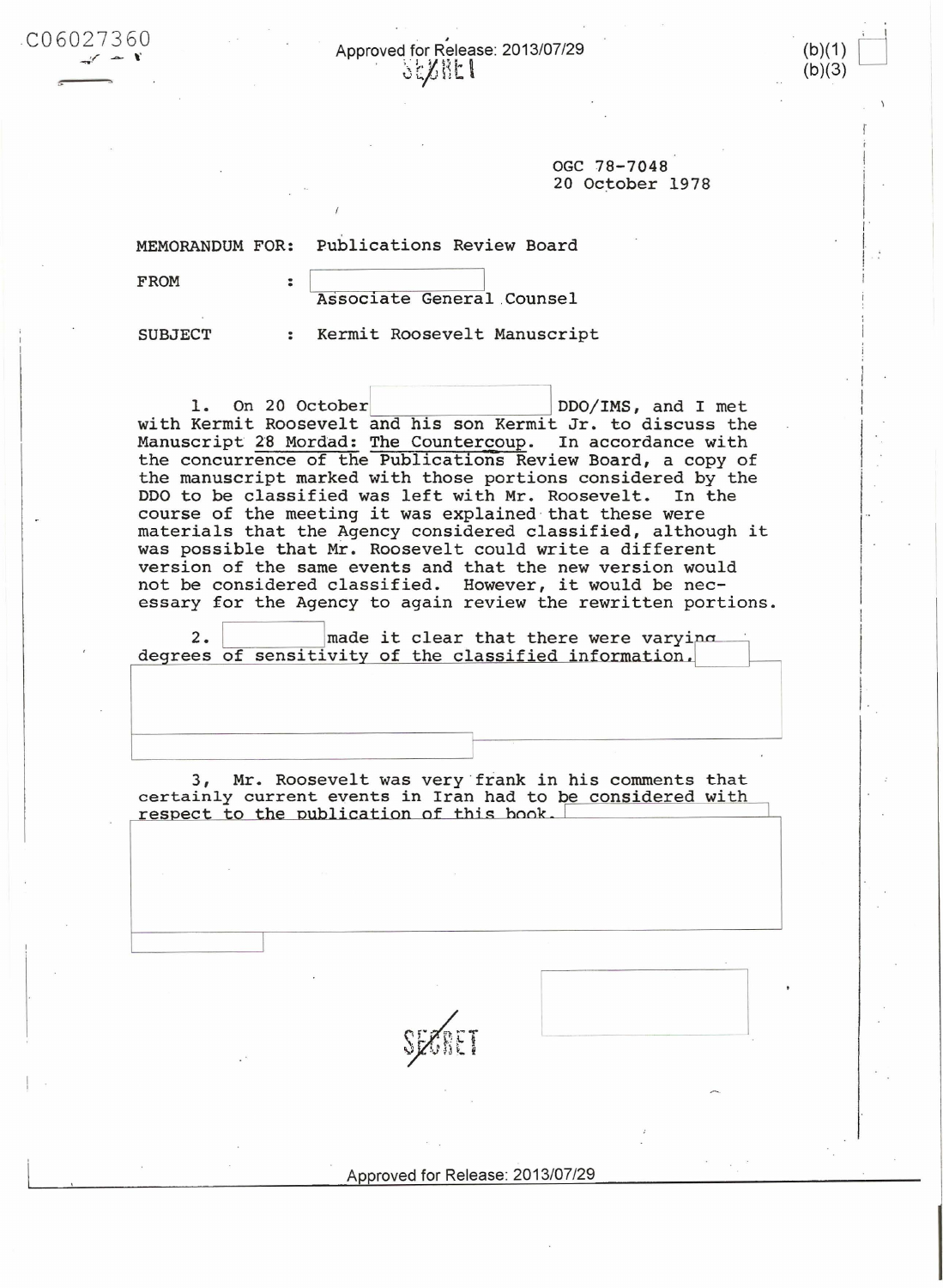C06027360

Approved for Release: 2013/07/29

SECRET

(b)(1)
(b)(3)

OGC 78-7048
20 October 1978

MEMORANDUM FOR: Publications Review Board

FROM : Associate General Counsel

SUBJECT : Kermit Roosevelt Manuscript

1. On 20 October DDO/IMS, and I met with Kermit Roosevelt and his son Kermit Jr. to discuss the Manuscript 28 Mordad: The Countercoup. In accordance with the concurrence of the Publications Review Board, a copy of the manuscript marked with those portions considered by the DDO to be classified was left with Mr. Roosevelt. In the course of the meeting it was explained that these were materials that the Agency considered classified, although it was possible that Mr. Roosevelt could write a different version of the same events and that the new version would not be considered classified. However, it would be necessary for the Agency to again review the rewritten portions.

2. made it clear that there were varying degrees of sensitivity of the classified information.

3. Mr. Roosevelt was very frank in his comments that certainly current events in Iran had to be considered with respect to the publication of this book.

SECRET

Approved for Release: 2013/07/29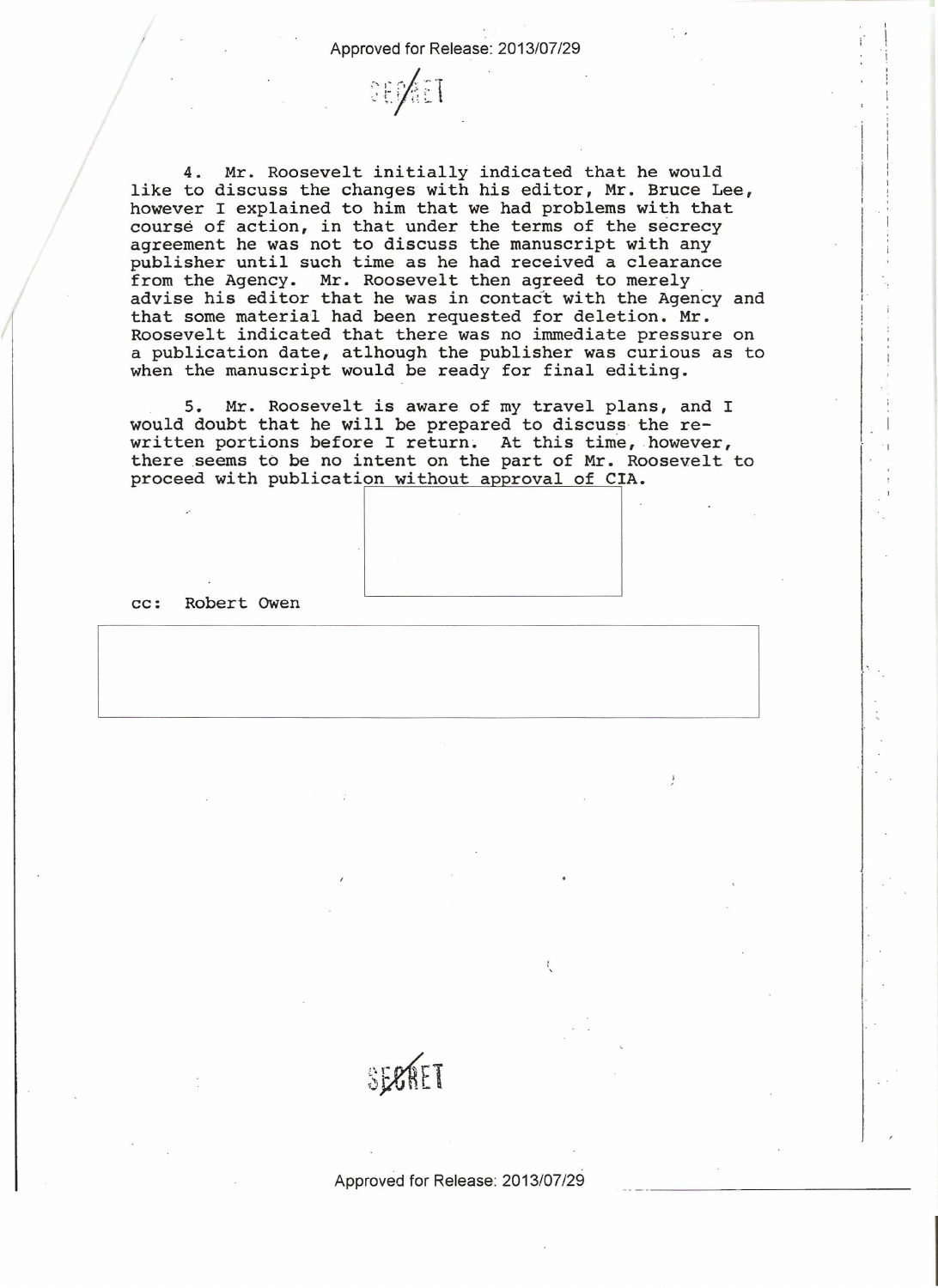SECRET

4. Mr. Roosevelt initially indicated that he would like to discuss the changes with his editor, Mr. Bruce Lee, however I explained to him that we had problems with that course of action, in that under the terms of the secrecy agreement he was not to discuss the manuscript with any publisher until such time as he had received a clearance from the Agency. Mr. Roosevelt then agreed to merely advise his editor that he was in contact with the Agency and that some material had been requested for deletion. Mr. Roosevelt indicated that there was no immediate pressure on a publication date, atlhough the publisher was curious as to when the manuscript would be ready for final editing.

5. Mr. Roosevelt is aware of my travel plans, and I would doubt that he will be prepared to discuss the re-written portions before I return. At this time, however, there seems to be no intent on the part of Mr. Roosevelt to proceed with publication without approval of CIA.

cc: Robert Owen

SECRET